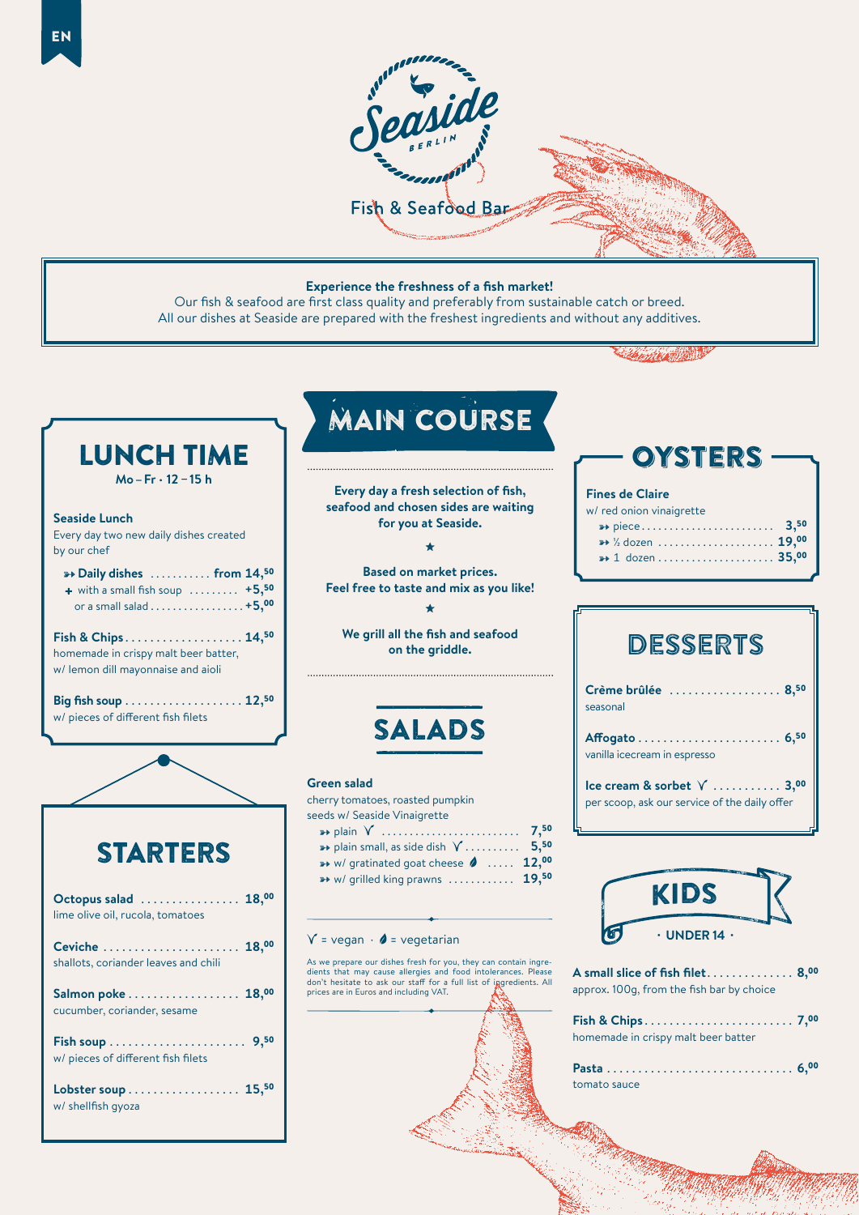EN

# Seaside BERLIN

Fish & Seafood Bar

**Experience the freshness of a fish market!**
Our fish & seafood are first class quality and preferably from sustainable catch or breed.
All our dishes at Seaside are prepared with the freshest ingredients and without any additives.

## LUNCH TIME

Mo – Fr · 12 – 15 h

**Seaside Lunch**
Every day two new daily dishes created by our chef

- **Daily dishes** ........... **from 14,50**
- + with a small fish soup ......... **+5,50**
- or a small salad ................. **+5,00**

**Fish & Chips** ................... **14,50**
homemade in crispy malt beer batter, w/ lemon dill mayonnaise and aioli

**Big fish soup** ................... **12,50**
w/ pieces of different fish filets

## STARTERS

**Octopus salad** ................ **18,00**
lime olive oil, rucola, tomatoes

**Ceviche** ...................... **18,00**
shallots, coriander leaves and chili

**Salmon poke** .................. **18,00**
cucumber, coriander, sesame

**Fish soup** ...................... **9,50**
w/ pieces of different fish filets

**Lobster soup** .................. **15,50**
w/ shellfish gyoza

## MAIN COURSE

**Every day a fresh selection of fish, seafood and chosen sides are waiting for you at Seaside.**

★

**Based on market prices.**
**Feel free to taste and mix as you like!**

★

**We grill all the fish and seafood on the griddle.**

## SALADS

**Green salad**
cherry tomatoes, roasted pumpkin seeds w/ Seaside Vinaigrette

- plain V ........................ **7,50**
- plain small, as side dish V .......... **5,50**
- w/ gratinated goat cheese (vegetarian) ..... **12,00**
- w/ grilled king prawns ............ **19,50**

V = vegan · (leaf) = vegetarian

As we prepare our dishes fresh for you, they can contain ingredients that may cause allergies and food intolerances. Please don't hesitate to ask our staff for a full list of ingredients. All prices are in Euros and including VAT.

## OYSTERS

**Fines de Claire**
w/ red onion vinaigrette

- piece ........................ **3,50**
- ½ dozen ..................... **19,00**
- 1 dozen ..................... **35,00**

## DESSERTS

**Crème brûlée** .................. **8,50**
seasonal

**Affogato** ....................... **6,50**
vanilla icecream in espresso

**Ice cream & sorbet** V ........... **3,00**
per scoop, ask our service of the daily offer

## KIDS

· UNDER 14 ·

**A small slice of fish filet** .............. **8,00**
approx. 100g, from the fish bar by choice

**Fish & Chips** ........................ **7,00**
homemade in crispy malt beer batter

**Pasta** .............................. **6,00**
tomato sauce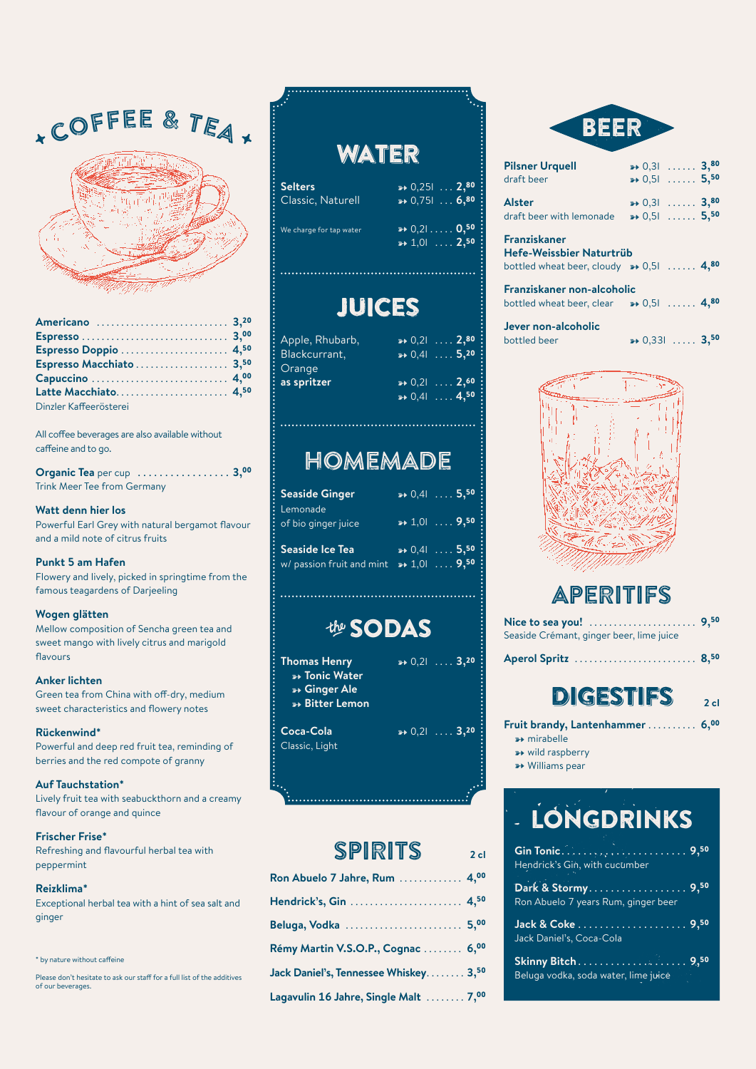# COFFEE & TEA

| | |
|---|---|
| **Americano** | 3,20 |
| **Espresso** | 3,00 |
| **Espresso Doppio** | 4,50 |
| **Espresso Macchiato** | 3,50 |
| **Capuccino** | 4,00 |
| **Latte Macchiato** | 4,50 |

Dinzler Kaffeerösterei

All coffee beverages are also available without caffeine and to go.

**Organic Tea** per cup ................. 3,00
Trink Meer Tee from Germany

**Watt denn hier los**
Powerful Earl Grey with natural bergamot flavour and a mild note of citrus fruits

**Punkt 5 am Hafen**
Flowery and lively, picked in springtime from the famous teagardens of Darjeeling

**Wogen glätten**
Mellow composition of Sencha green tea and sweet mango with lively citrus and marigold flavours

**Anker lichten**
Green tea from China with off-dry, medium sweet characteristics and flowery notes

**Rückenwind***
Powerful and deep red fruit tea, reminding of berries and the red compote of granny

**Auf Tauchstation***
Lively fruit tea with seabuckthorn and a creamy flavour of orange and quince

**Frischer Frise***
Refreshing and flavourful herbal tea with peppermint

**Reizklima***
Exceptional herbal tea with a hint of sea salt and ginger

\* by nature without caffeine

Please don't hesitate to ask our staff for a full list of the additives of our beverages.

# WATER

| | | |
|---|---|---|
| **Selters** Classic, Naturell | 0,25l | 2,80 |
| | 0,75l | 6,80 |
| We charge for tap water | 0,2l | 0,50 |
| | 1,0l | 2,50 |

# JUICES

| | | |
|---|---|---|
| Apple, Rhubarb, Blackcurrant, Orange | 0,2l | 2,80 |
| | 0,4l | 5,20 |
| **as spritzer** | 0,2l | 2,60 |
| | 0,4l | 4,50 |

# HOMEMADE

| | | |
|---|---|---|
| **Seaside Ginger** Lemonade of bio ginger juice | 0,4l | 5,50 |
| | 1,0l | 9,50 |
| **Seaside Ice Tea** w/ passion fruit and mint | 0,4l | 5,50 |
| | 1,0l | 9,50 |

# the SODAS

**Thomas Henry** — 0,2l .... 3,20
- **Tonic Water**
- **Ginger Ale**
- **Bitter Lemon**

**Coca-Cola** — 0,2l .... 3,20
Classic, Light

# SPIRITS

2 cl

| | |
|---|---|
| **Ron Abuelo 7 Jahre, Rum** | 4,00 |
| **Hendrick's, Gin** | 4,50 |
| **Beluga, Vodka** | 5,00 |
| **Rémy Martin V.S.O.P., Cognac** | 6,00 |
| **Jack Daniel's, Tennessee Whiskey** | 3,50 |
| **Lagavulin 16 Jahre, Single Malt** | 7,00 |

# BEER

| | | |
|---|---|---|
| **Pilsner Urquell** draft beer | 0,3l | 3,80 |
| | 0,5l | 5,50 |
| **Alster** draft beer with lemonade | 0,3l | 3,80 |
| | 0,5l | 5,50 |
| **Franziskaner Hefe-Weissbier Naturtrüb** bottled wheat beer, cloudy | 0,5l | 4,80 |
| **Franziskaner non-alcoholic** bottled wheat beer, clear | 0,5l | 4,80 |
| **Jever non-alcoholic** bottled beer | 0,33l | 3,50 |

# APERITIFS

**Nice to sea you!** ...................... 9,50
Seaside Crémant, ginger beer, lime juice

**Aperol Spritz** ......................... 8,50

# DIGESTIFS

2 cl

**Fruit brandy, Lantenhammer** .......... 6,00
- mirabelle
- wild raspberry
- Williams pear

# LONGDRINKS

**Gin Tonic** ........................ 9,50
Hendrick's Gin, with cucumber

**Dark & Stormy** .................. 9,50
Ron Abuelo 7 years Rum, ginger beer

**Jack & Coke** .................... 9,50
Jack Daniel's, Coca-Cola

**Skinny Bitch** ................... 9,50
Beluga vodka, soda water, lime juice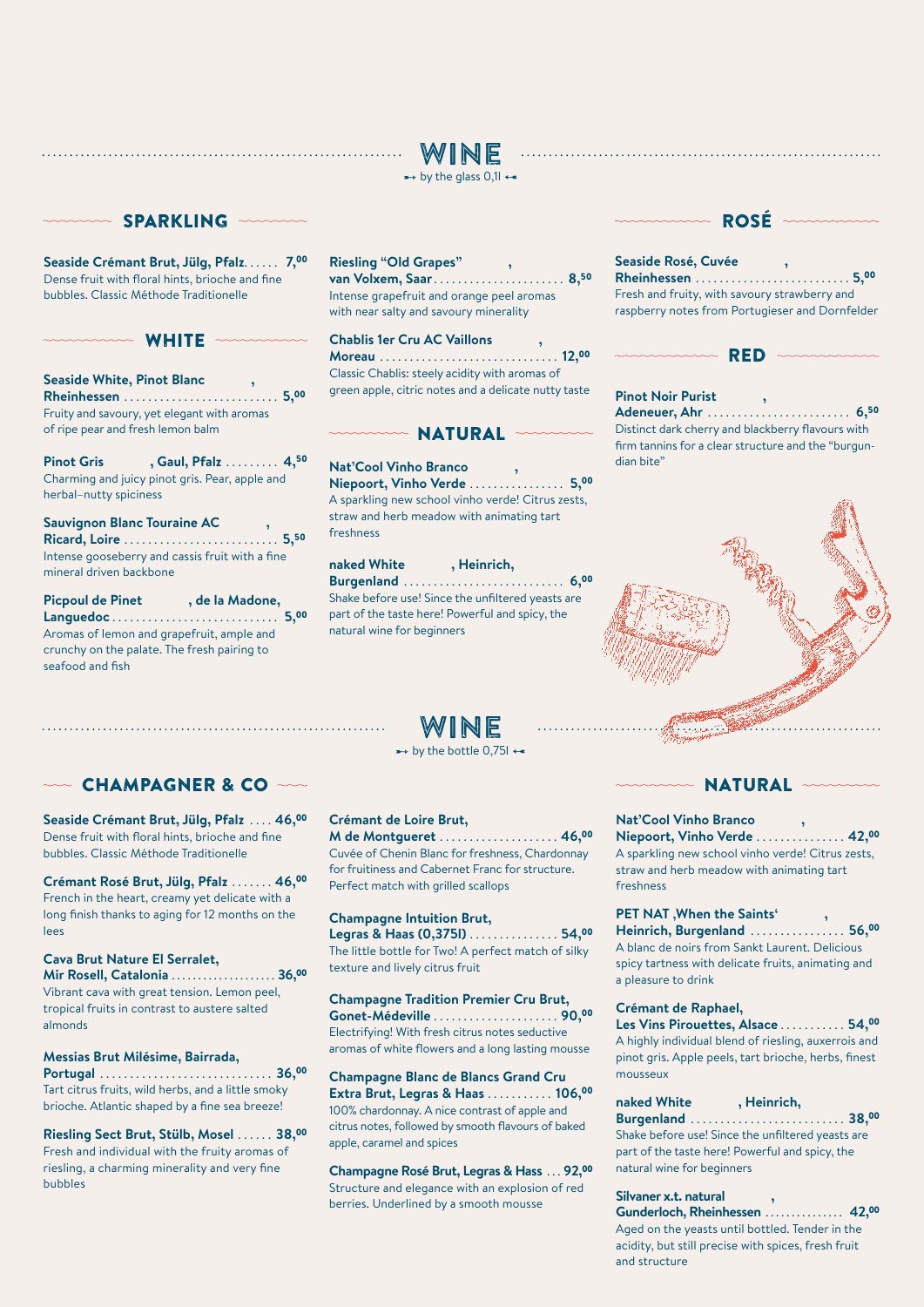# WINE

→ by the glass 0,1l ←

## SPARKLING

**Seaside Crémant Brut, Jülg, Pfalz** ...... 7,00
Dense fruit with floral hints, brioche and fine bubbles. Classic Méthode Traditionelle

## WHITE

**Seaside White, Pinot Blanc ,**
**Rheinhessen** .......................... 5,00
Fruity and savoury, yet elegant with aromas of ripe pear and fresh lemon balm

**Pinot Gris , Gaul, Pfalz** ......... 4,50
Charming and juicy pinot gris. Pear, apple and herbal–nutty spiciness

**Sauvignon Blanc Touraine AC ,**
**Ricard, Loire** .......................... 5,50
Intense gooseberry and cassis fruit with a fine mineral driven backbone

**Picpoul de Pinet , de la Madone,**
**Languedoc** ............................ 5,00
Aromas of lemon and grapefruit, ample and crunchy on the palate. The fresh pairing to seafood and fish

**Riesling "Old Grapes" ,**
**van Volxem, Saar** ...................... 8,50
Intense grapefruit and orange peel aromas with near salty and savoury minerality

**Chablis 1er Cru AC Vaillons ,**
**Moreau** .............................. 12,00
Classic Chablis: steely acidity with aromas of green apple, citric notes and a delicate nutty taste

## NATURAL

**Nat'Cool Vinho Branco ,**
**Niepoort, Vinho Verde** ................ 5,00
A sparkling new school vinho verde! Citrus zests, straw and herb meadow with animating tart freshness

**naked White , Heinrich,**
**Burgenland** ........................... 6,00
Shake before use! Since the unfiltered yeasts are part of the taste here! Powerful and spicy, the natural wine for beginners

## ROSÉ

**Seaside Rosé, Cuvée ,**
**Rheinhessen** .......................... 5,00
Fresh and fruity, with savoury strawberry and raspberry notes from Portugieser and Dornfelder

## RED

**Pinot Noir Purist ,**
**Adeneuer, Ahr** ........................ 6,50
Distinct dark cherry and blackberry flavours with firm tannins for a clear structure and the "burgundian bite"

# WINE

→ by the bottle 0,75l ←

## CHAMPAGNER & CO

**Seaside Crémant Brut, Jülg, Pfalz** .... 46,00
Dense fruit with floral hints, brioche and fine bubbles. Classic Méthode Traditionelle

**Crémant Rosé Brut, Jülg, Pfalz** ....... 46,00
French in the heart, creamy yet delicate with a long finish thanks to aging for 12 months on the lees

**Cava Brut Nature El Serralet,**
**Mir Rosell, Catalonia** ................... 36,00
Vibrant cava with great tension. Lemon peel, tropical fruits in contrast to austere salted almonds

**Messias Brut Milésime, Bairrada,**
**Portugal** ............................ 36,00
Tart citrus fruits, wild herbs, and a little smoky brioche. Atlantic shaped by a fine sea breeze!

**Riesling Sect Brut, Stülb, Mosel** ...... 38,00
Fresh and individual with the fruity aromas of riesling, a charming minerality and very fine bubbles

**Crémant de Loire Brut,**
**M de Montgueret** ...................... 46,00
Cuvée of Chenin Blanc for freshness, Chardonnay for fruitiness and Cabernet Franc for structure. Perfect match with grilled scallops

**Champagne Intuition Brut,**
**Legras & Haas (0,375l)** ............... 54,00
The little bottle for Two! A perfect match of silky texture and lively citrus fruit

**Champagne Tradition Premier Cru Brut,**
**Gonet-Médeville** ....................... 90,00
Electrifying! With fresh citrus notes seductive aromas of white flowers and a long lasting mousse

**Champagne Blanc de Blancs Grand Cru**
**Extra Brut, Legras & Haas** ........... 106,00
100% chardonnay. A nice contrast of apple and citrus notes, followed by smooth flavours of baked apple, caramel and spices

**Champagne Rosé Brut, Legras & Hass** ... 92,00
Structure and elegance with an explosion of red berries. Underlined by a smooth mousse

## NATURAL

**Nat'Cool Vinho Branco ,**
**Niepoort, Vinho Verde** ............... 42,00
A sparkling new school vinho verde! Citrus zests, straw and herb meadow with animating tart freshness

**PET NAT ,When the Saints' ,**
**Heinrich, Burgenland** ................ 56,00
A blanc de noirs from Sankt Laurent. Delicious spicy tartness with delicate fruits, animating and a pleasure to drink

**Crémant de Raphael,**
**Les Vins Pirouettes, Alsace** ........... 54,00
A highly individual blend of riesling, auxerrois and pinot gris. Apple peels, tart brioche, herbs, finest mousseux

**naked White , Heinrich,**
**Burgenland** .......................... 38,00
Shake before use! Since the unfiltered yeasts are part of the taste here! Powerful and spicy, the natural wine for beginners

**Silvaner x.t. natural ,**
**Gunderloch, Rheinhessen** .............. 42,00
Aged on the yeasts until bottled. Tender in the acidity, but still precise with spices, fresh fruit and structure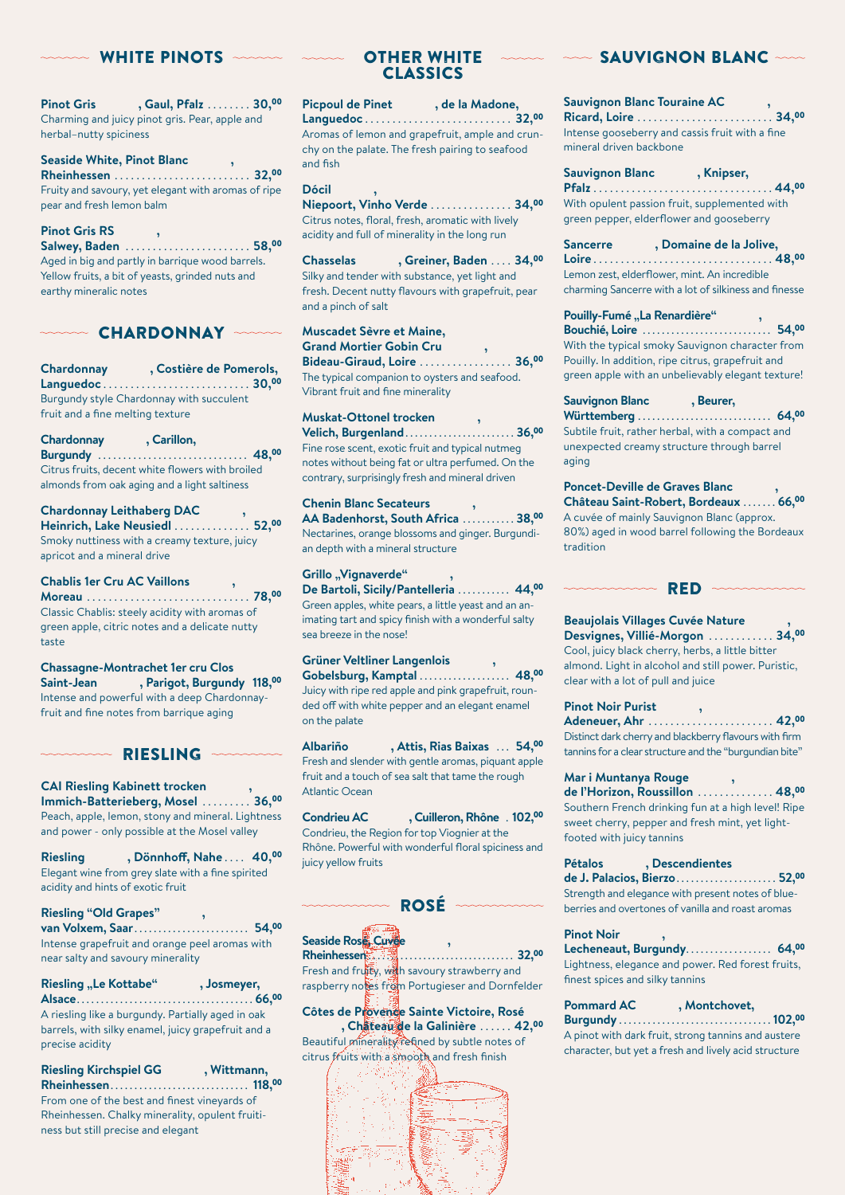## WHITE PINOTS

**Pinot Gris , Gaul, Pfalz** ........ **30,00**
Charming and juicy pinot gris. Pear, apple and herbal–nutty spiciness

**Seaside White, Pinot Blanc , Rheinhessen** ......................... **32,00**
Fruity and savoury, yet elegant with aromas of ripe pear and fresh lemon balm

**Pinot Gris RS , Salwey, Baden** ....................... **58,00**
Aged in big and partly in barrique wood barrels. Yellow fruits, a bit of yeasts, grinded nuts and earthy mineralic notes

## CHARDONNAY

**Chardonnay , Costière de Pomerols, Languedoc** ........................... **30,00**
Burgundy style Chardonnay with succulent fruit and a fine melting texture

**Chardonnay , Carillon, Burgundy** .............................. **48,00**
Citrus fruits, decent white flowers with broiled almonds from oak aging and a light saltiness

**Chardonnay Leithaberg DAC , Heinrich, Lake Neusiedl** .............. **52,00**
Smoky nuttiness with a creamy texture, juicy apricot and a mineral drive

**Chablis 1er Cru AC Vaillons , Moreau** .............................. **78,00**
Classic Chablis: steely acidity with aromas of green apple, citric notes and a delicate nutty taste

**Chassagne-Montrachet 1er cru Clos Saint-Jean , Parigot, Burgundy** **118,00**
Intense and powerful with a deep Chardonnay-fruit and fine notes from barrique aging

## RIESLING

**CAI Riesling Kabinett trocken , Immich-Batterieberg, Mosel** ......... **36,00**
Peach, apple, lemon, stony and mineral. Lightness and power - only possible at the Mosel valley

**Riesling , Dönnhoff, Nahe** .... **40,00**
Elegant wine from grey slate with a fine spirited acidity and hints of exotic fruit

**Riesling "Old Grapes" , van Volxem, Saar** ........................ **54,00**
Intense grapefruit and orange peel aromas with near salty and savoury minerality

**Riesling „Le Kottabe" , Josmeyer, Alsace** .................................... **66,00**
A riesling like a burgundy. Partially aged in oak barrels, with silky enamel, juicy grapefruit and a precise acidity

**Riesling Kirchspiel GG , Wittmann, Rheinhessen** ............................ **118,00**
From one of the best and finest vineyards of Rheinhessen. Chalky minerality, opulent fruitiness but still precise and elegant

## OTHER WHITE CLASSICS

**Picpoul de Pinet , de la Madone, Languedoc** ........................... **32,00**
Aromas of lemon and grapefruit, ample and crunchy on the palate. The fresh pairing to seafood and fish

**Dócil , Niepoort, Vinho Verde** ............... **34,00**
Citrus notes, floral, fresh, aromatic with lively acidity and full of minerality in the long run

**Chasselas , Greiner, Baden** .... **34,00**
Silky and tender with substance, yet light and fresh. Decent nutty flavours with grapefruit, pear and a pinch of salt

**Muscadet Sèvre et Maine, Grand Mortier Gobin Cru , Bideau-Giraud, Loire** ................. **36,00**
The typical companion to oysters and seafood. Vibrant fruit and fine minerality

**Muskat-Ottonel trocken , Velich, Burgenland** ....................... **36,00**
Fine rose scent, exotic fruit and typical nutmeg notes without being fat or ultra perfumed. On the contrary, surprisingly fresh and mineral driven

**Chenin Blanc Secateurs , AA Badenhorst, South Africa** ........... **38,00**
Nectarines, orange blossoms and ginger. Burgundian depth with a mineral structure

**Grillo „Vignaverde" , De Bartoli, Sicily/Pantelleria** ........... **44,00**
Green apples, white pears, a little yeast and an animating tart and spicy finish with a wonderful salty sea breeze in the nose!

**Grüner Veltliner Langenlois , Gobelsburg, Kamptal** .................. **48,00**
Juicy with ripe red apple and pink grapefruit, rounded off with white pepper and an elegant enamel on the palate

**Albariño , Attis, Rias Baixas** ... **54,00**
Fresh and slender with gentle aromas, piquant apple fruit and a touch of sea salt that tame the rough Atlantic Ocean

**Condrieu AC , Cuilleron, Rhône** . **102,00**
Condrieu, the Region for top Viognier at the Rhône. Powerful with wonderful floral spiciness and juicy yellow fruits

## ROSÉ

**Seaside Rosé, Cuvée , Rheinhessen** .......................... **32,00**
Fresh and fruity, with savoury strawberry and raspberry notes from Portugieser and Dornfelder

**Côtes de Provence Sainte Victoire, Rosé , Château de la Galinière** ...... **42,00**
Beautiful minerality refined by subtle notes of citrus fruits with a smooth and fresh finish

## SAUVIGNON BLANC

**Sauvignon Blanc Touraine AC , Ricard, Loire** ......................... **34,00**
Intense gooseberry and cassis fruit with a fine mineral driven backbone

**Sauvignon Blanc , Knipser, Pfalz** ................................. **44,00**
With opulent passion fruit, supplemented with green pepper, elderflower and gooseberry

**Sancerre , Domaine de la Jolive, Loire** ................................. **48,00**
Lemon zest, elderflower, mint. An incredible charming Sancerre with a lot of silkiness and finesse

**Pouilly-Fumé „La Renardière" , Bouchié, Loire** ........................... **54,00**
With the typical smoky Sauvignon character from Pouilly. In addition, ripe citrus, grapefruit and green apple with an unbelievably elegant texture!

**Sauvignon Blanc , Beurer, Württemberg** ............................ **64,00**
Subtile fruit, rather herbal, with a compact and unexpected creamy structure through barrel aging

**Poncet-Deville de Graves Blanc , Château Saint-Robert, Bordeaux** ....... **66,00**
A cuvée of mainly Sauvignon Blanc (approx. 80%) aged in wood barrel following the Bordeaux tradition

## RED

**Beaujolais Villages Cuvée Nature , Desvignes, Villié-Morgon** ............ **34,00**
Cool, juicy black cherry, herbs, a little bitter almond. Light in alcohol and still power. Puristic, clear with a lot of pull and juice

**Pinot Noir Purist , Adeneuer, Ahr** ....................... **42,00**
Distinct dark cherry and blackberry flavours with firm tannins for a clear structure and the "burgundian bite"

**Mar i Muntanya Rouge , de l'Horizon, Roussillon** .............. **48,00**
Southern French drinking fun at a high level! Ripe sweet cherry, pepper and fresh mint, yet light-footed with juicy tannins

**Pétalos , Descendientes de J. Palacios, Bierzo** ..................... **52,00**
Strength and elegance with present notes of blueberries and overtones of vanilla and roast aromas

**Pinot Noir , Lecheneaut, Burgundy** ................. **64,00**
Lightness, elegance and power. Red forest fruits, finest spices and silky tannins

**Pommard AC , Montchovet, Burgundy** ............................... **102,00**
A pinot with dark fruit, strong tannins and austere character, but yet a fresh and lively acid structure